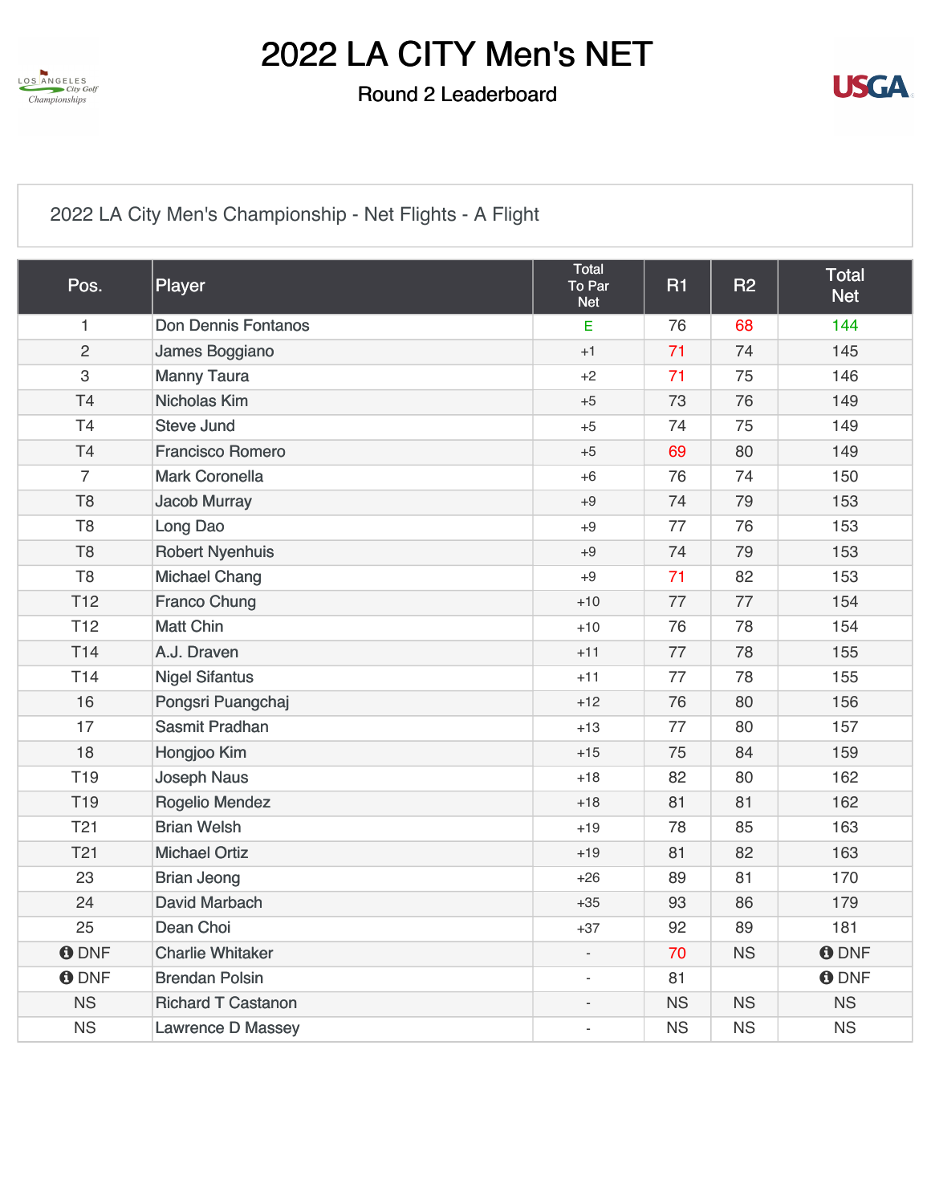# 2022 LA CITY Men's NET

## Round 2 Leaderboard

### 2022 LA City Men's Championship - Net Flights - A Flight

| Pos. | Player | Total To Par Net | R1 | R2 | Total Net |
|---|---|---|---|---|---|
| 1 | Don Dennis Fontanos | E | 76 | 68 | 144 |
| 2 | James Boggiano | +1 | 71 | 74 | 145 |
| 3 | Manny Taura | +2 | 71 | 75 | 146 |
| T4 | Nicholas Kim | +5 | 73 | 76 | 149 |
| T4 | Steve Jund | +5 | 74 | 75 | 149 |
| T4 | Francisco Romero | +5 | 69 | 80 | 149 |
| 7 | Mark Coronella | +6 | 76 | 74 | 150 |
| T8 | Jacob Murray | +9 | 74 | 79 | 153 |
| T8 | Long Dao | +9 | 77 | 76 | 153 |
| T8 | Robert Nyenhuis | +9 | 74 | 79 | 153 |
| T8 | Michael Chang | +9 | 71 | 82 | 153 |
| T12 | Franco Chung | +10 | 77 | 77 | 154 |
| T12 | Matt Chin | +10 | 76 | 78 | 154 |
| T14 | A.J. Draven | +11 | 77 | 78 | 155 |
| T14 | Nigel Sifantus | +11 | 77 | 78 | 155 |
| 16 | Pongsri Puangchaj | +12 | 76 | 80 | 156 |
| 17 | Sasmit Pradhan | +13 | 77 | 80 | 157 |
| 18 | Hongjoo Kim | +15 | 75 | 84 | 159 |
| T19 | Joseph Naus | +18 | 82 | 80 | 162 |
| T19 | Rogelio Mendez | +18 | 81 | 81 | 162 |
| T21 | Brian Welsh | +19 | 78 | 85 | 163 |
| T21 | Michael Ortiz | +19 | 81 | 82 | 163 |
| 23 | Brian Jeong | +26 | 89 | 81 | 170 |
| 24 | David Marbach | +35 | 93 | 86 | 179 |
| 25 | Dean Choi | +37 | 92 | 89 | 181 |
| DNF | Charlie Whitaker | - | 70 | NS | DNF |
| DNF | Brendan Polsin | - | 81 | | DNF |
| NS | Richard T Castanon | - | NS | NS | NS |
| NS | Lawrence D Massey | - | NS | NS | NS |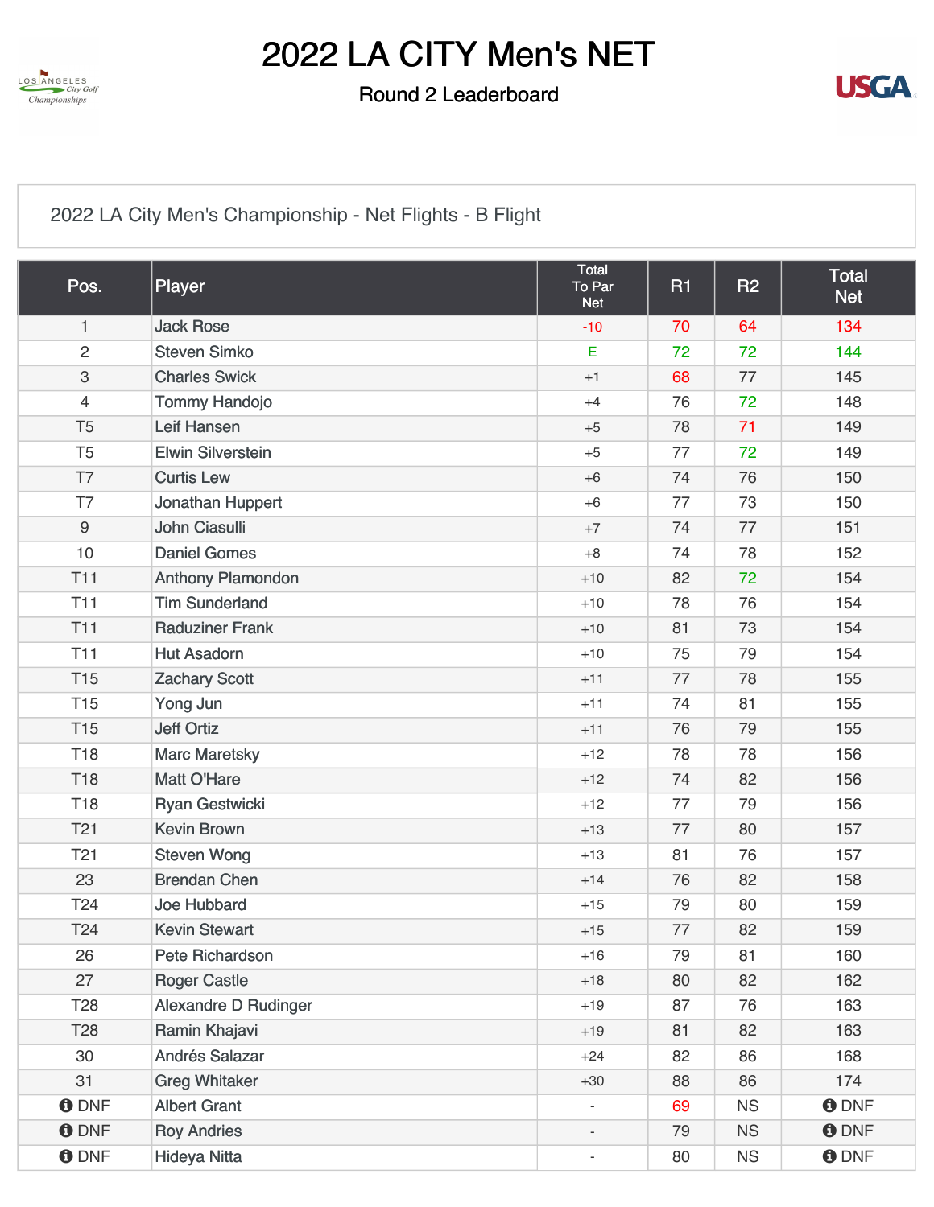# 2022 LA CITY Men's NET

## Round 2 Leaderboard

2022 LA City Men's Championship - Net Flights - B Flight

| Pos. | Player | Total To Par Net | R1 | R2 | Total Net |
|---|---|---|---|---|---|
| 1 | Jack Rose | -10 | 70 | 64 | 134 |
| 2 | Steven Simko | E | 72 | 72 | 144 |
| 3 | Charles Swick | +1 | 68 | 77 | 145 |
| 4 | Tommy Handojo | +4 | 76 | 72 | 148 |
| T5 | Leif Hansen | +5 | 78 | 71 | 149 |
| T5 | Elwin Silverstein | +5 | 77 | 72 | 149 |
| T7 | Curtis Lew | +6 | 74 | 76 | 150 |
| T7 | Jonathan Huppert | +6 | 77 | 73 | 150 |
| 9 | John Ciasulli | +7 | 74 | 77 | 151 |
| 10 | Daniel Gomes | +8 | 74 | 78 | 152 |
| T11 | Anthony Plamondon | +10 | 82 | 72 | 154 |
| T11 | Tim Sunderland | +10 | 78 | 76 | 154 |
| T11 | Raduziner Frank | +10 | 81 | 73 | 154 |
| T11 | Hut Asadorn | +10 | 75 | 79 | 154 |
| T15 | Zachary Scott | +11 | 77 | 78 | 155 |
| T15 | Yong Jun | +11 | 74 | 81 | 155 |
| T15 | Jeff Ortiz | +11 | 76 | 79 | 155 |
| T18 | Marc Maretsky | +12 | 78 | 78 | 156 |
| T18 | Matt O'Hare | +12 | 74 | 82 | 156 |
| T18 | Ryan Gestwicki | +12 | 77 | 79 | 156 |
| T21 | Kevin Brown | +13 | 77 | 80 | 157 |
| T21 | Steven Wong | +13 | 81 | 76 | 157 |
| 23 | Brendan Chen | +14 | 76 | 82 | 158 |
| T24 | Joe Hubbard | +15 | 79 | 80 | 159 |
| T24 | Kevin Stewart | +15 | 77 | 82 | 159 |
| 26 | Pete Richardson | +16 | 79 | 81 | 160 |
| 27 | Roger Castle | +18 | 80 | 82 | 162 |
| T28 | Alexandre D Rudinger | +19 | 87 | 76 | 163 |
| T28 | Ramin Khajavi | +19 | 81 | 82 | 163 |
| 30 | Andrés Salazar | +24 | 82 | 86 | 168 |
| 31 | Greg Whitaker | +30 | 88 | 86 | 174 |
| DNF | Albert Grant | - | 69 | NS | DNF |
| DNF | Roy Andries | - | 79 | NS | DNF |
| DNF | Hideya Nitta | - | 80 | NS | DNF |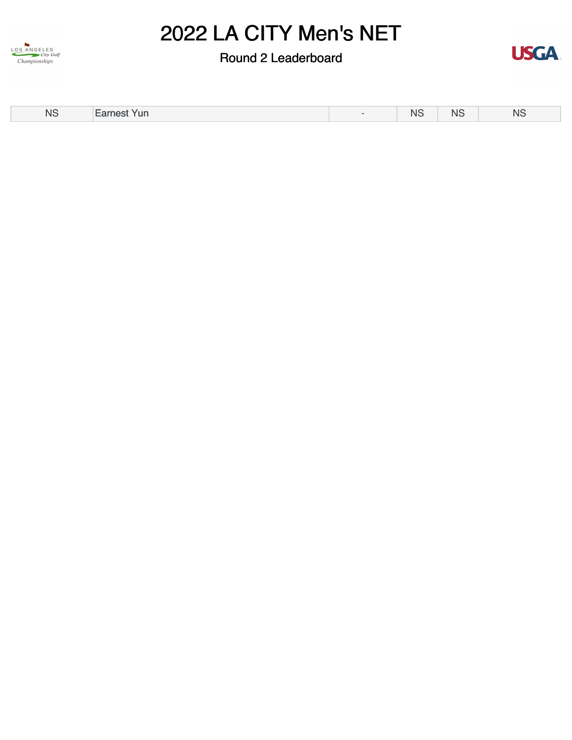# 2022 LA CITY Men's NET

## Round 2 Leaderboard

| | | | | | |
|---|---|---|---|---|---|
| NS | Earnest Yun | - | NS | NS | NS |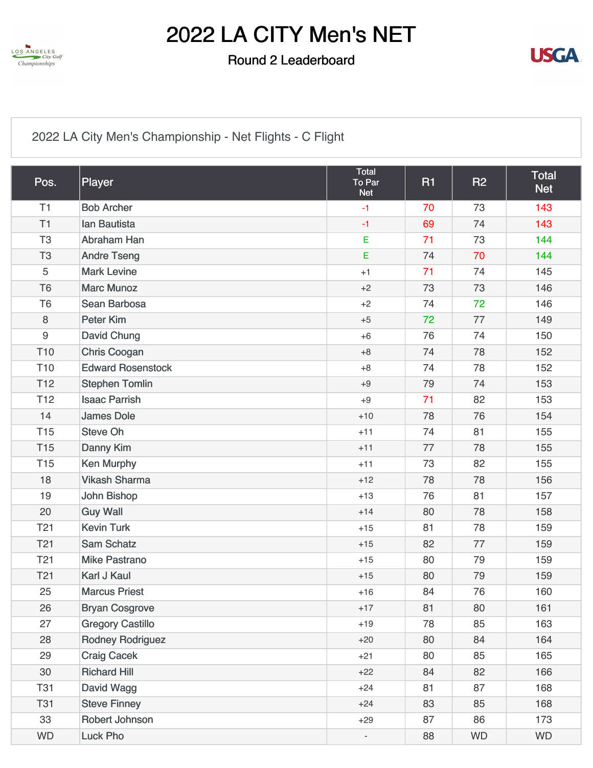# 2022 LA CITY Men's NET

## Round 2 Leaderboard

2022 LA City Men's Championship - Net Flights - C Flight

| Pos. | Player | Total To Par Net | R1 | R2 | Total Net |
|---|---|---|---|---|---|
| T1 | Bob Archer | -1 | 70 | 73 | 143 |
| T1 | Ian Bautista | -1 | 69 | 74 | 143 |
| T3 | Abraham Han | E | 71 | 73 | 144 |
| T3 | Andre Tseng | E | 74 | 70 | 144 |
| 5 | Mark Levine | +1 | 71 | 74 | 145 |
| T6 | Marc Munoz | +2 | 73 | 73 | 146 |
| T6 | Sean Barbosa | +2 | 74 | 72 | 146 |
| 8 | Peter Kim | +5 | 72 | 77 | 149 |
| 9 | David Chung | +6 | 76 | 74 | 150 |
| T10 | Chris Coogan | +8 | 74 | 78 | 152 |
| T10 | Edward Rosenstock | +8 | 74 | 78 | 152 |
| T12 | Stephen Tomlin | +9 | 79 | 74 | 153 |
| T12 | Isaac Parrish | +9 | 71 | 82 | 153 |
| 14 | James Dole | +10 | 78 | 76 | 154 |
| T15 | Steve Oh | +11 | 74 | 81 | 155 |
| T15 | Danny Kim | +11 | 77 | 78 | 155 |
| T15 | Ken Murphy | +11 | 73 | 82 | 155 |
| 18 | Vikash Sharma | +12 | 78 | 78 | 156 |
| 19 | John Bishop | +13 | 76 | 81 | 157 |
| 20 | Guy Wall | +14 | 80 | 78 | 158 |
| T21 | Kevin Turk | +15 | 81 | 78 | 159 |
| T21 | Sam Schatz | +15 | 82 | 77 | 159 |
| T21 | Mike Pastrano | +15 | 80 | 79 | 159 |
| T21 | Karl J Kaul | +15 | 80 | 79 | 159 |
| 25 | Marcus Priest | +16 | 84 | 76 | 160 |
| 26 | Bryan Cosgrove | +17 | 81 | 80 | 161 |
| 27 | Gregory Castillo | +19 | 78 | 85 | 163 |
| 28 | Rodney Rodriguez | +20 | 80 | 84 | 164 |
| 29 | Craig Cacek | +21 | 80 | 85 | 165 |
| 30 | Richard Hill | +22 | 84 | 82 | 166 |
| T31 | David Wagg | +24 | 81 | 87 | 168 |
| T31 | Steve Finney | +24 | 83 | 85 | 168 |
| 33 | Robert Johnson | +29 | 87 | 86 | 173 |
| WD | Luck Pho | - | 88 | WD | WD |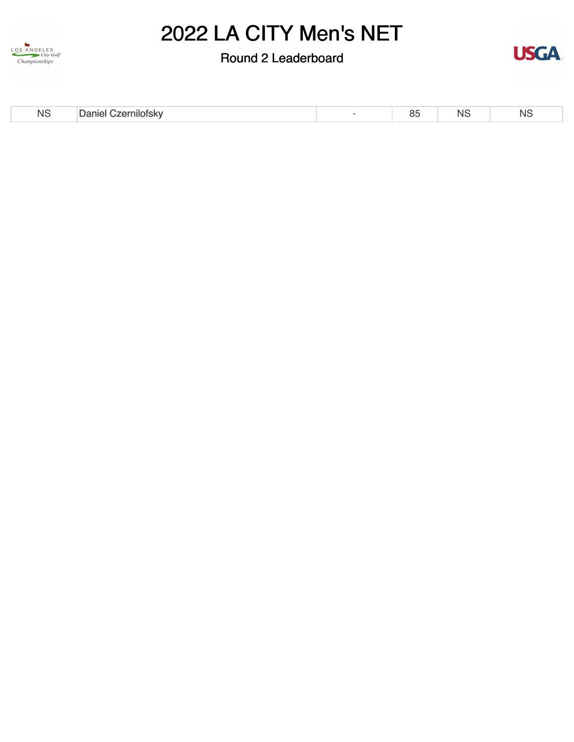# 2022 LA CITY Men's NET

## Round 2 Leaderboard

| | | | | | |
|---|---|---|---|---|---|
| NS | Daniel Czernilofsky | - | 85 | NS | NS |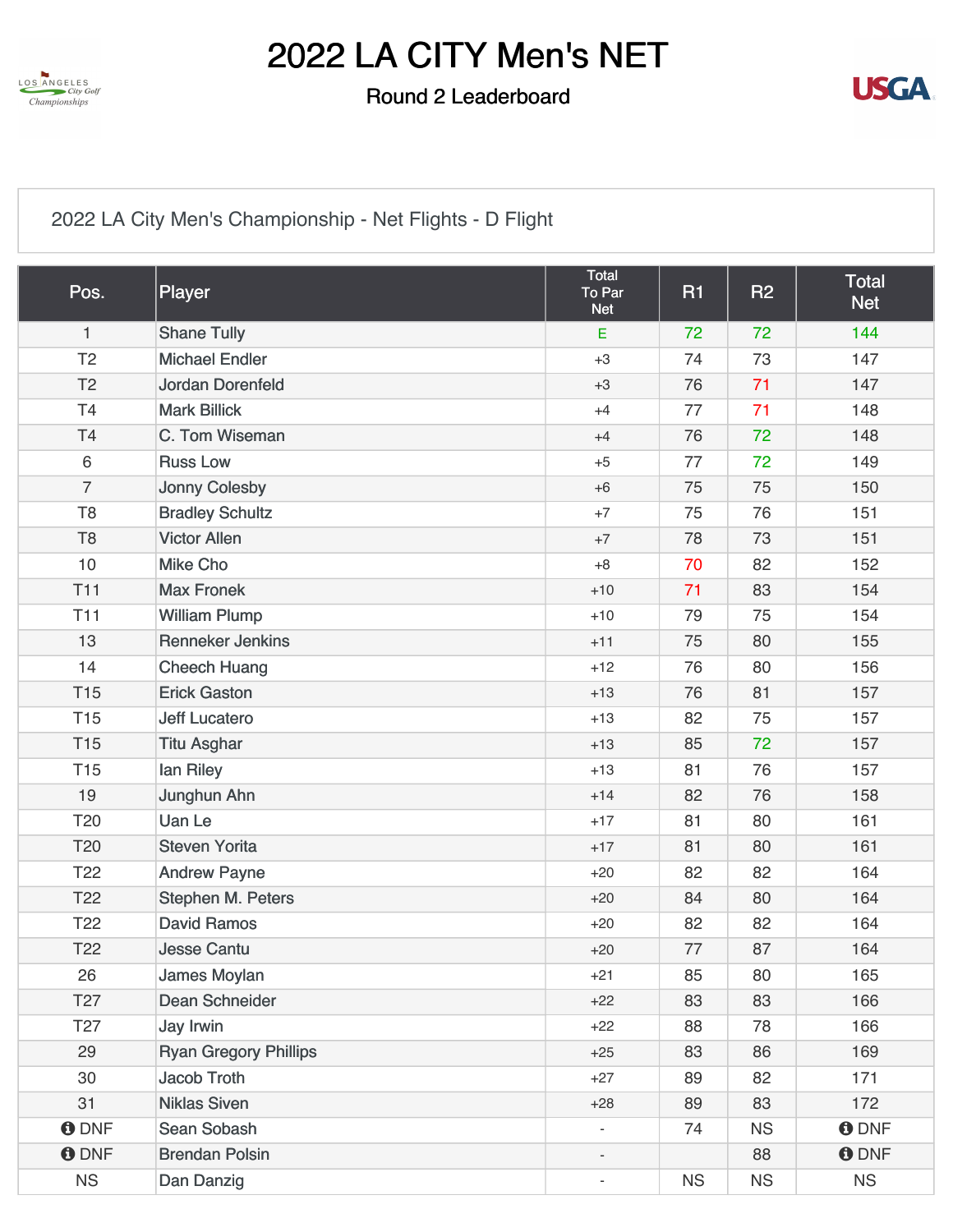# 2022 LA CITY Men's NET

## Round 2 Leaderboard

2022 LA City Men's Championship - Net Flights - D Flight

| Pos. | Player | Total To Par Net | R1 | R2 | Total Net |
|---|---|---|---|---|---|
| 1 | Shane Tully | E | 72 | 72 | 144 |
| T2 | Michael Endler | +3 | 74 | 73 | 147 |
| T2 | Jordan Dorenfeld | +3 | 76 | 71 | 147 |
| T4 | Mark Billick | +4 | 77 | 71 | 148 |
| T4 | C. Tom Wiseman | +4 | 76 | 72 | 148 |
| 6 | Russ Low | +5 | 77 | 72 | 149 |
| 7 | Jonny Colesby | +6 | 75 | 75 | 150 |
| T8 | Bradley Schultz | +7 | 75 | 76 | 151 |
| T8 | Victor Allen | +7 | 78 | 73 | 151 |
| 10 | Mike Cho | +8 | 70 | 82 | 152 |
| T11 | Max Fronek | +10 | 71 | 83 | 154 |
| T11 | William Plump | +10 | 79 | 75 | 154 |
| 13 | Renneker Jenkins | +11 | 75 | 80 | 155 |
| 14 | Cheech Huang | +12 | 76 | 80 | 156 |
| T15 | Erick Gaston | +13 | 76 | 81 | 157 |
| T15 | Jeff Lucatero | +13 | 82 | 75 | 157 |
| T15 | Titu Asghar | +13 | 85 | 72 | 157 |
| T15 | Ian Riley | +13 | 81 | 76 | 157 |
| 19 | Junghun Ahn | +14 | 82 | 76 | 158 |
| T20 | Uan Le | +17 | 81 | 80 | 161 |
| T20 | Steven Yorita | +17 | 81 | 80 | 161 |
| T22 | Andrew Payne | +20 | 82 | 82 | 164 |
| T22 | Stephen M. Peters | +20 | 84 | 80 | 164 |
| T22 | David Ramos | +20 | 82 | 82 | 164 |
| T22 | Jesse Cantu | +20 | 77 | 87 | 164 |
| 26 | James Moylan | +21 | 85 | 80 | 165 |
| T27 | Dean Schneider | +22 | 83 | 83 | 166 |
| T27 | Jay Irwin | +22 | 88 | 78 | 166 |
| 29 | Ryan Gregory Phillips | +25 | 83 | 86 | 169 |
| 30 | Jacob Troth | +27 | 89 | 82 | 171 |
| 31 | Niklas Siven | +28 | 89 | 83 | 172 |
| DNF | Sean Sobash | - | 74 | NS | DNF |
| DNF | Brendan Polsin | - | | 88 | DNF |
| NS | Dan Danzig | - | NS | NS | NS |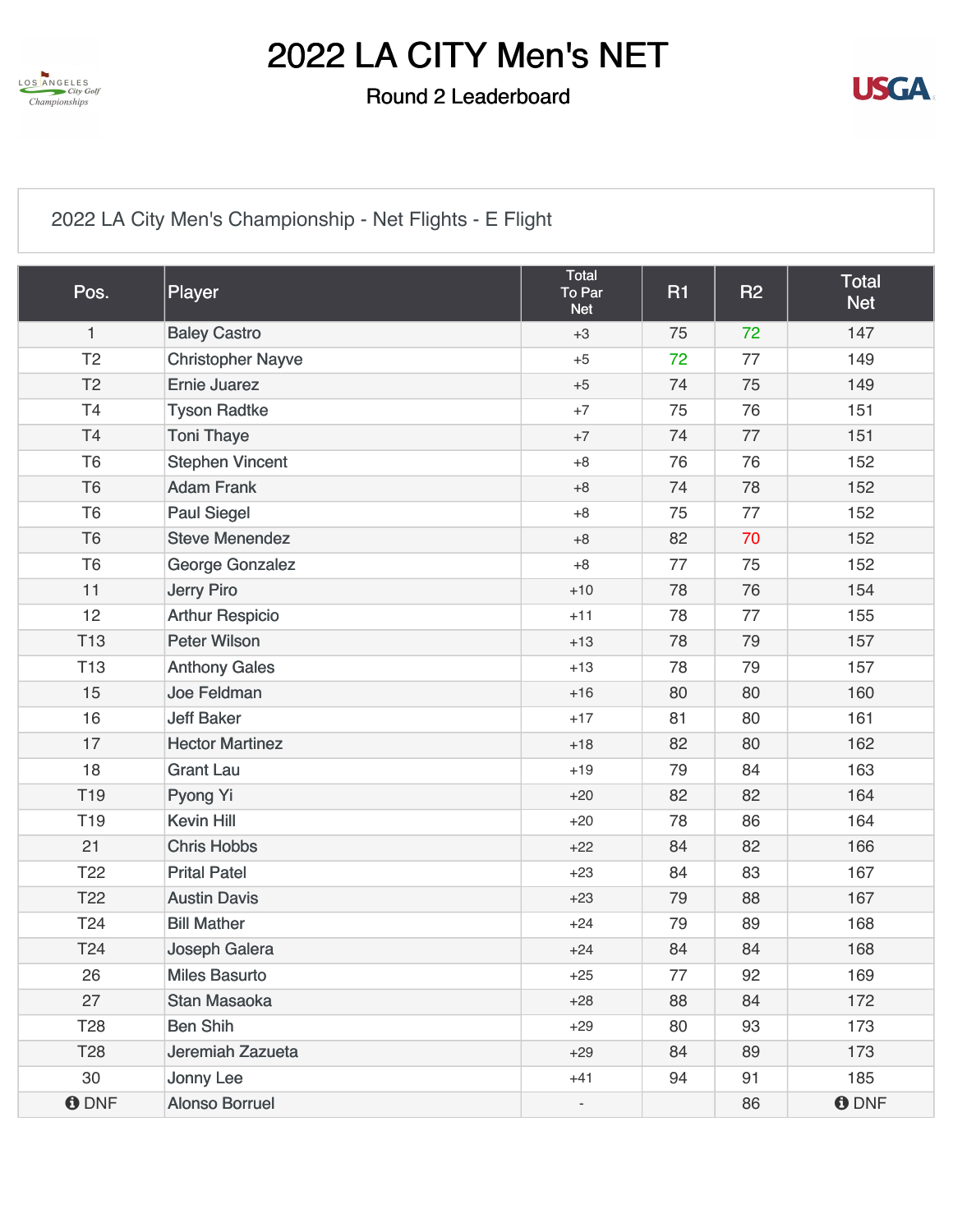# 2022 LA CITY Men's NET

## Round 2 Leaderboard

2022 LA City Men's Championship - Net Flights - E Flight

| Pos. | Player | Total To Par Net | R1 | R2 | Total Net |
|---|---|---|---|---|---|
| 1 | Baley Castro | +3 | 75 | 72 | 147 |
| T2 | Christopher Nayve | +5 | 72 | 77 | 149 |
| T2 | Ernie Juarez | +5 | 74 | 75 | 149 |
| T4 | Tyson Radtke | +7 | 75 | 76 | 151 |
| T4 | Toni Thaye | +7 | 74 | 77 | 151 |
| T6 | Stephen Vincent | +8 | 76 | 76 | 152 |
| T6 | Adam Frank | +8 | 74 | 78 | 152 |
| T6 | Paul Siegel | +8 | 75 | 77 | 152 |
| T6 | Steve Menendez | +8 | 82 | 70 | 152 |
| T6 | George Gonzalez | +8 | 77 | 75 | 152 |
| 11 | Jerry Piro | +10 | 78 | 76 | 154 |
| 12 | Arthur Respicio | +11 | 78 | 77 | 155 |
| T13 | Peter Wilson | +13 | 78 | 79 | 157 |
| T13 | Anthony Gales | +13 | 78 | 79 | 157 |
| 15 | Joe Feldman | +16 | 80 | 80 | 160 |
| 16 | Jeff Baker | +17 | 81 | 80 | 161 |
| 17 | Hector Martinez | +18 | 82 | 80 | 162 |
| 18 | Grant Lau | +19 | 79 | 84 | 163 |
| T19 | Pyong Yi | +20 | 82 | 82 | 164 |
| T19 | Kevin Hill | +20 | 78 | 86 | 164 |
| 21 | Chris Hobbs | +22 | 84 | 82 | 166 |
| T22 | Prital Patel | +23 | 84 | 83 | 167 |
| T22 | Austin Davis | +23 | 79 | 88 | 167 |
| T24 | Bill Mather | +24 | 79 | 89 | 168 |
| T24 | Joseph Galera | +24 | 84 | 84 | 168 |
| 26 | Miles Basurto | +25 | 77 | 92 | 169 |
| 27 | Stan Masaoka | +28 | 88 | 84 | 172 |
| T28 | Ben Shih | +29 | 80 | 93 | 173 |
| T28 | Jeremiah Zazueta | +29 | 84 | 89 | 173 |
| 30 | Jonny Lee | +41 | 94 | 91 | 185 |
| DNF | Alonso Borruel | - | | 86 | DNF |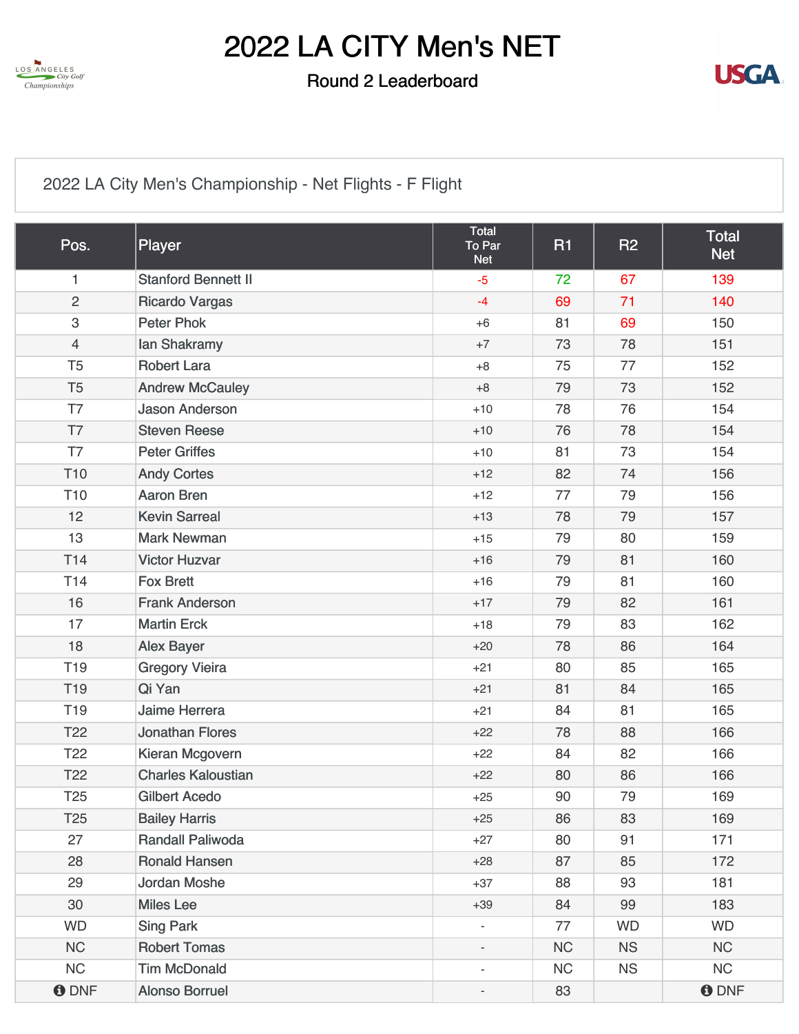# 2022 LA CITY Men's NET

## Round 2 Leaderboard

2022 LA City Men's Championship - Net Flights - F Flight

| Pos. | Player | Total To Par Net | R1 | R2 | Total Net |
|---|---|---|---|---|---|
| 1 | Stanford Bennett II | -5 | 72 | 67 | 139 |
| 2 | Ricardo Vargas | -4 | 69 | 71 | 140 |
| 3 | Peter Phok | +6 | 81 | 69 | 150 |
| 4 | Ian Shakramy | +7 | 73 | 78 | 151 |
| T5 | Robert Lara | +8 | 75 | 77 | 152 |
| T5 | Andrew McCauley | +8 | 79 | 73 | 152 |
| T7 | Jason Anderson | +10 | 78 | 76 | 154 |
| T7 | Steven Reese | +10 | 76 | 78 | 154 |
| T7 | Peter Griffes | +10 | 81 | 73 | 154 |
| T10 | Andy Cortes | +12 | 82 | 74 | 156 |
| T10 | Aaron Bren | +12 | 77 | 79 | 156 |
| 12 | Kevin Sarreal | +13 | 78 | 79 | 157 |
| 13 | Mark Newman | +15 | 79 | 80 | 159 |
| T14 | Victor Huzvar | +16 | 79 | 81 | 160 |
| T14 | Fox Brett | +16 | 79 | 81 | 160 |
| 16 | Frank Anderson | +17 | 79 | 82 | 161 |
| 17 | Martin Erck | +18 | 79 | 83 | 162 |
| 18 | Alex Bayer | +20 | 78 | 86 | 164 |
| T19 | Gregory Vieira | +21 | 80 | 85 | 165 |
| T19 | Qi Yan | +21 | 81 | 84 | 165 |
| T19 | Jaime Herrera | +21 | 84 | 81 | 165 |
| T22 | Jonathan Flores | +22 | 78 | 88 | 166 |
| T22 | Kieran Mcgovern | +22 | 84 | 82 | 166 |
| T22 | Charles Kaloustian | +22 | 80 | 86 | 166 |
| T25 | Gilbert Acedo | +25 | 90 | 79 | 169 |
| T25 | Bailey Harris | +25 | 86 | 83 | 169 |
| 27 | Randall Paliwoda | +27 | 80 | 91 | 171 |
| 28 | Ronald Hansen | +28 | 87 | 85 | 172 |
| 29 | Jordan Moshe | +37 | 88 | 93 | 181 |
| 30 | Miles Lee | +39 | 84 | 99 | 183 |
| WD | Sing Park | - | 77 | WD | WD |
| NC | Robert Tomas | - | NC | NS | NC |
| NC | Tim McDonald | - | NC | NS | NC |
| DNF | Alonso Borruel | - | 83 | | DNF |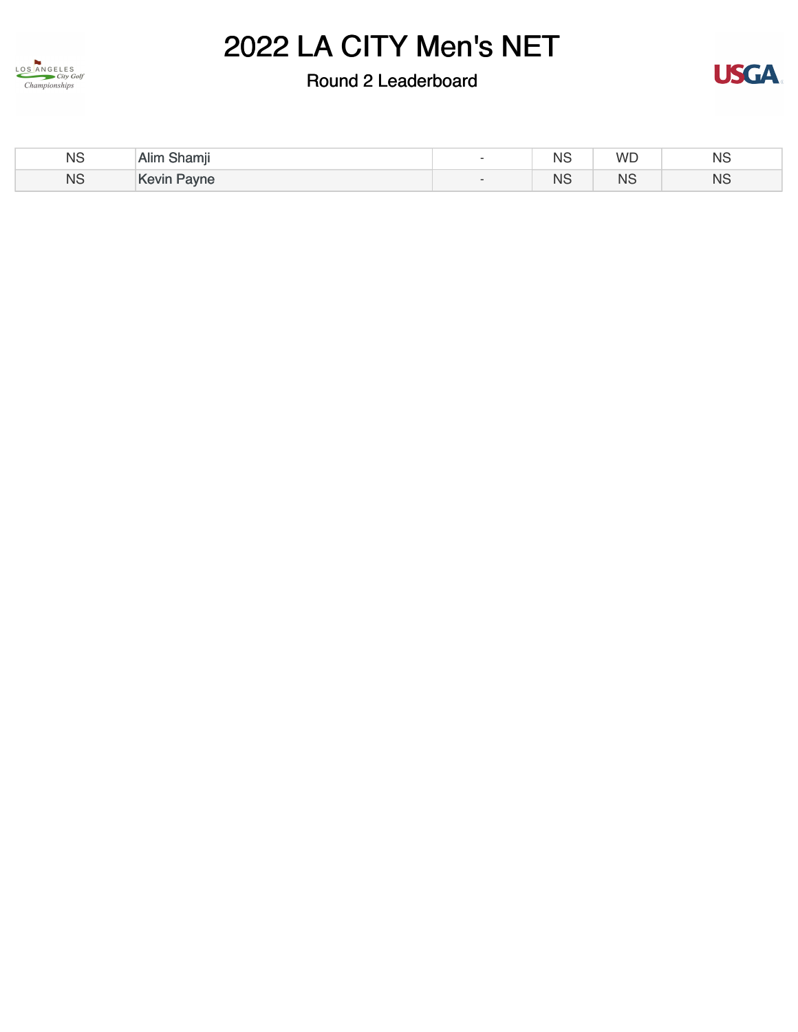# 2022 LA CITY Men's NET

## Round 2 Leaderboard

| | | | | | |
|---|---|---|---|---|---|
| NS | Alim Shamji | - | NS | WD | NS |
| NS | Kevin Payne | - | NS | NS | NS |